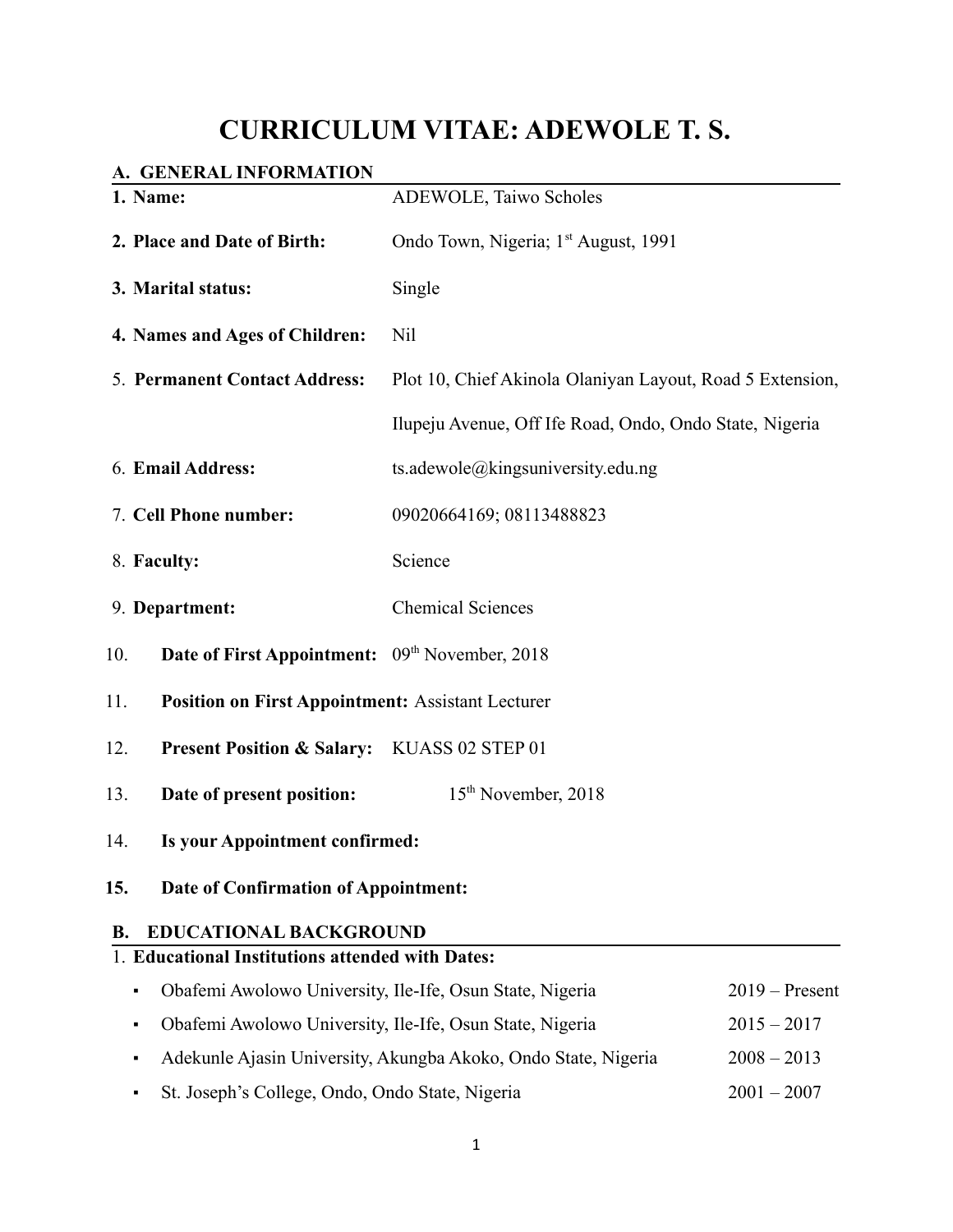# CURRICULUM VITAE: ADEWOLE T. S.

## A. GENERAL INFORMATION

1. **Name:** ADEWOLE, Taiwo Scholes
2. **Place and Date of Birth:** Ondo Town, Nigeria; 1st August, 1991
3. **Marital status:** Single
4. **Names and Ages of Children:** Nil
5. **Permanent Contact Address:** Plot 10, Chief Akinola Olaniyan Layout, Road 5 Extension, Ilupeju Avenue, Off Ife Road, Ondo, Ondo State, Nigeria
6. **Email Address:** ts.adewole@kingsuniversity.edu.ng
7. **Cell Phone number:** 09020664169; 08113488823
8. **Faculty:** Science
9. **Department:** Chemical Sciences
10. **Date of First Appointment:** 09th November, 2018
11. **Position on First Appointment:** Assistant Lecturer
12. **Present Position & Salary:** KUASS 02 STEP 01
13. **Date of present position:** 15th November, 2018
14. **Is your Appointment confirmed:**
15. **Date of Confirmation of Appointment:**

## B. EDUCATIONAL BACKGROUND

1. **Educational Institutions attended with Dates:**
   - Obafemi Awolowo University, Ile-Ife, Osun State, Nigeria — 2019 – Present
   - Obafemi Awolowo University, Ile-Ife, Osun State, Nigeria — 2015 – 2017
   - Adekunle Ajasin University, Akungba Akoko, Ondo State, Nigeria — 2008 – 2013
   - St. Joseph's College, Ondo, Ondo State, Nigeria — 2001 – 2007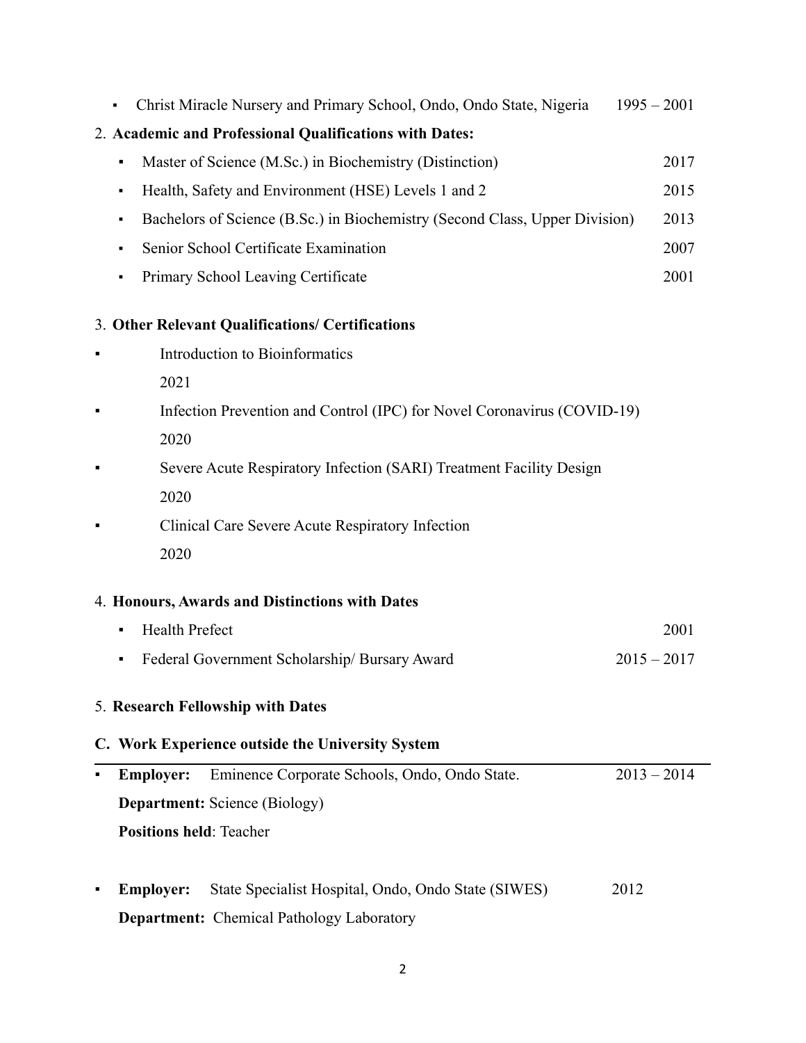- Christ Miracle Nursery and Primary School, Ondo, Ondo State, Nigeria 1995 – 2001

2. **Academic and Professional Qualifications with Dates:**
   - Master of Science (M.Sc.) in Biochemistry (Distinction) 2017
   - Health, Safety and Environment (HSE) Levels 1 and 2 2015
   - Bachelors of Science (B.Sc.) in Biochemistry (Second Class, Upper Division) 2013
   - Senior School Certificate Examination 2007
   - Primary School Leaving Certificate 2001

3. **Other Relevant Qualifications/ Certifications**
   - Introduction to Bioinformatics 2021
   - Infection Prevention and Control (IPC) for Novel Coronavirus (COVID-19) 2020
   - Severe Acute Respiratory Infection (SARI) Treatment Facility Design 2020
   - Clinical Care Severe Acute Respiratory Infection 2020

4. **Honours, Awards and Distinctions with Dates**
   - Health Prefect 2001
   - Federal Government Scholarship/ Bursary Award 2015 – 2017

5. **Research Fellowship with Dates**

## C. Work Experience outside the University System

- **Employer:** Eminence Corporate Schools, Ondo, Ondo State. 2013 – 2014
  **Department:** Science (Biology)
  **Positions held**: Teacher

- **Employer:** State Specialist Hospital, Ondo, Ondo State (SIWES) 2012
  **Department:** Chemical Pathology Laboratory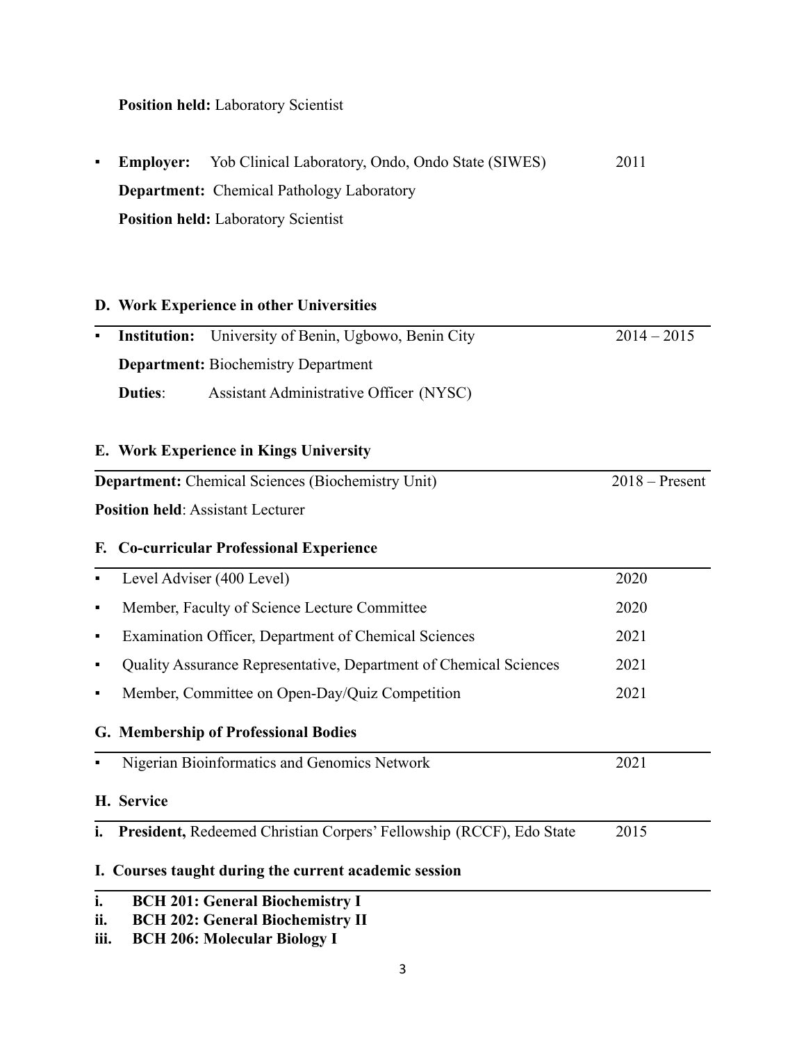**Position held:** Laboratory Scientist

- **Employer:** Yob Clinical Laboratory, Ondo, Ondo State (SIWES) 2011
  **Department:** Chemical Pathology Laboratory
  **Position held:** Laboratory Scientist

### D. Work Experience in other Universities

- **Institution:** University of Benin, Ugbowo, Benin City 2014 – 2015
  **Department:** Biochemistry Department
  **Duties:** Assistant Administrative Officer (NYSC)

### E. Work Experience in Kings University

**Department:** Chemical Sciences (Biochemistry Unit) 2018 – Present
**Position held**: Assistant Lecturer

### F. Co-curricular Professional Experience

- Level Adviser (400 Level) 2020
- Member, Faculty of Science Lecture Committee 2020
- Examination Officer, Department of Chemical Sciences 2021
- Quality Assurance Representative, Department of Chemical Sciences 2021
- Member, Committee on Open-Day/Quiz Competition 2021

### G. Membership of Professional Bodies

- Nigerian Bioinformatics and Genomics Network 2021

### H. Service

i. **President,** Redeemed Christian Corpers' Fellowship (RCCF), Edo State 2015

### I. Courses taught during the current academic session

i. **BCH 201: General Biochemistry I**
ii. **BCH 202: General Biochemistry II**
iii. **BCH 206: Molecular Biology I**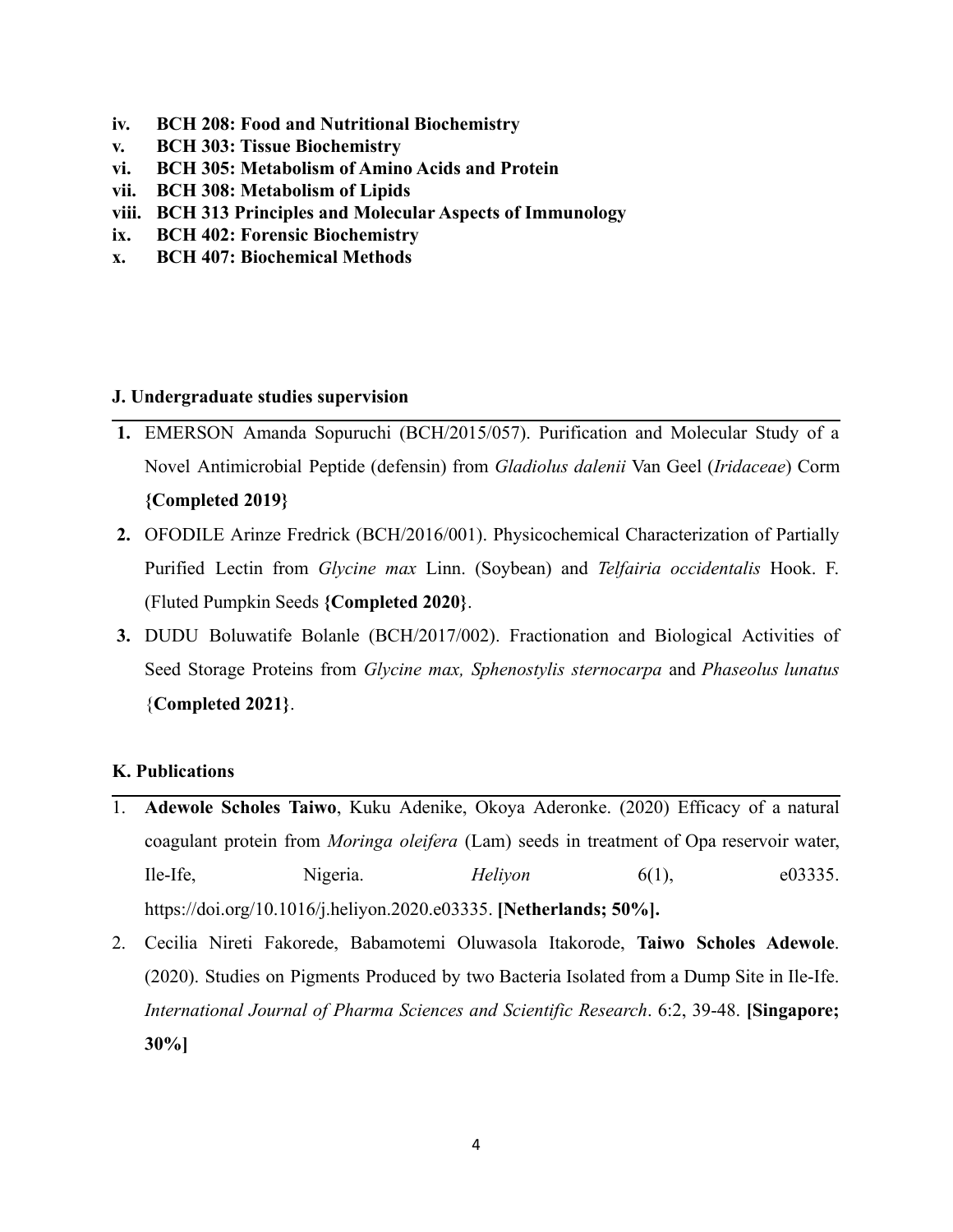- **iv. BCH 208: Food and Nutritional Biochemistry**
- **v. BCH 303: Tissue Biochemistry**
- **vi. BCH 305: Metabolism of Amino Acids and Protein**
- **vii. BCH 308: Metabolism of Lipids**
- **viii. BCH 313 Principles and Molecular Aspects of Immunology**
- **ix. BCH 402: Forensic Biochemistry**
- **x. BCH 407: Biochemical Methods**

### J. Undergraduate studies supervision

1. EMERSON Amanda Sopuruchi (BCH/2015/057). Purification and Molecular Study of a Novel Antimicrobial Peptide (defensin) from *Gladiolus dalenii* Van Geel (*Iridaceae*) Corm **{Completed 2019}**
2. OFODILE Arinze Fredrick (BCH/2016/001). Physicochemical Characterization of Partially Purified Lectin from *Glycine max* Linn. (Soybean) and *Telfairia occidentalis* Hook. F. (Fluted Pumpkin Seeds **{Completed 2020}**.
3. DUDU Boluwatife Bolanle (BCH/2017/002). Fractionation and Biological Activities of Seed Storage Proteins from *Glycine max, Sphenostylis sternocarpa* and *Phaseolus lunatus* {**Completed 2021}**.

### K. Publications

1. **Adewole Scholes Taiwo**, Kuku Adenike, Okoya Aderonke. (2020) Efficacy of a natural coagulant protein from *Moringa oleifera* (Lam) seeds in treatment of Opa reservoir water, Ile-Ife, Nigeria. *Heliyon* 6(1), e03335. https://doi.org/10.1016/j.heliyon.2020.e03335. **[Netherlands; 50%].**
2. Cecilia Nireti Fakorede, Babamotemi Oluwasola Itakorode, **Taiwo Scholes Adewole**. (2020). Studies on Pigments Produced by two Bacteria Isolated from a Dump Site in Ile-Ife. *International Journal of Pharma Sciences and Scientific Research*. 6:2, 39-48. **[Singapore; 30%]**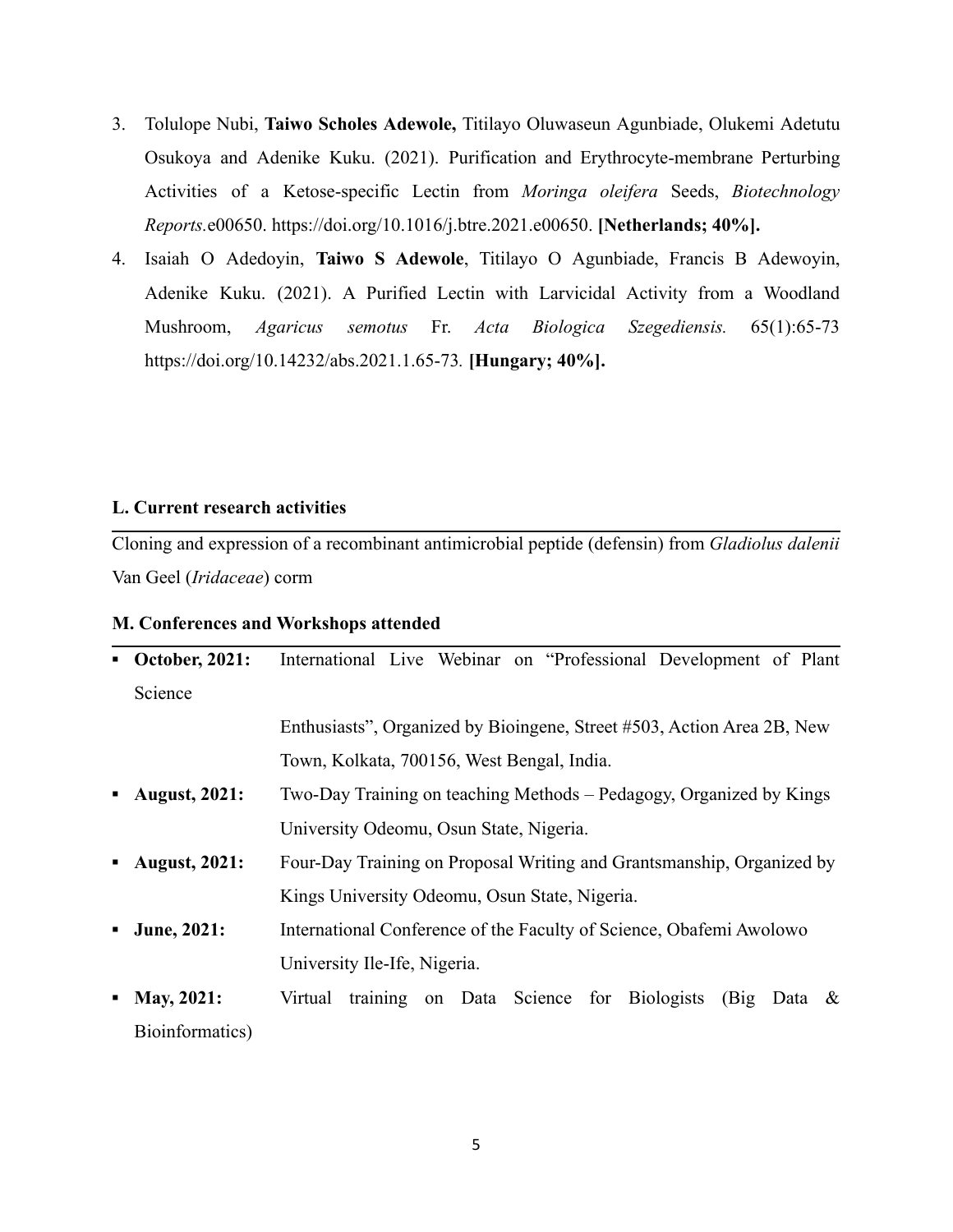3. Tolulope Nubi, **Taiwo Scholes Adewole,** Titilayo Oluwaseun Agunbiade, Olukemi Adetutu Osukoya and Adenike Kuku. (2021). Purification and Erythrocyte-membrane Perturbing Activities of a Ketose-specific Lectin from *Moringa oleifera* Seeds, *Biotechnology Reports.*e00650. https://doi.org/10.1016/j.btre.2021.e00650. **[Netherlands; 40%].**
4. Isaiah O Adedoyin, **Taiwo S Adewole**, Titilayo O Agunbiade, Francis B Adewoyin, Adenike Kuku. (2021). A Purified Lectin with Larvicidal Activity from a Woodland Mushroom, *Agaricus semotus* Fr. *Acta Biologica Szegediensis.* 65(1):65-73 https://doi.org/10.14232/abs.2021.1.65-73. **[Hungary; 40%].**

**L. Current research activities**

Cloning and expression of a recombinant antimicrobial peptide (defensin) from *Gladiolus dalenii* Van Geel (*Iridaceae*) corm

**M. Conferences and Workshops attended**

- **October, 2021:** International Live Webinar on "Professional Development of Plant Science Enthusiasts", Organized by Bioingene, Street #503, Action Area 2B, New Town, Kolkata, 700156, West Bengal, India.
- **August, 2021:** Two-Day Training on teaching Methods – Pedagogy, Organized by Kings University Odeomu, Osun State, Nigeria.
- **August, 2021:** Four-Day Training on Proposal Writing and Grantsmanship, Organized by Kings University Odeomu, Osun State, Nigeria.
- **June, 2021:** International Conference of the Faculty of Science, Obafemi Awolowo University Ile-Ife, Nigeria.
- **May, 2021:** Virtual training on Data Science for Biologists (Big Data & Bioinformatics)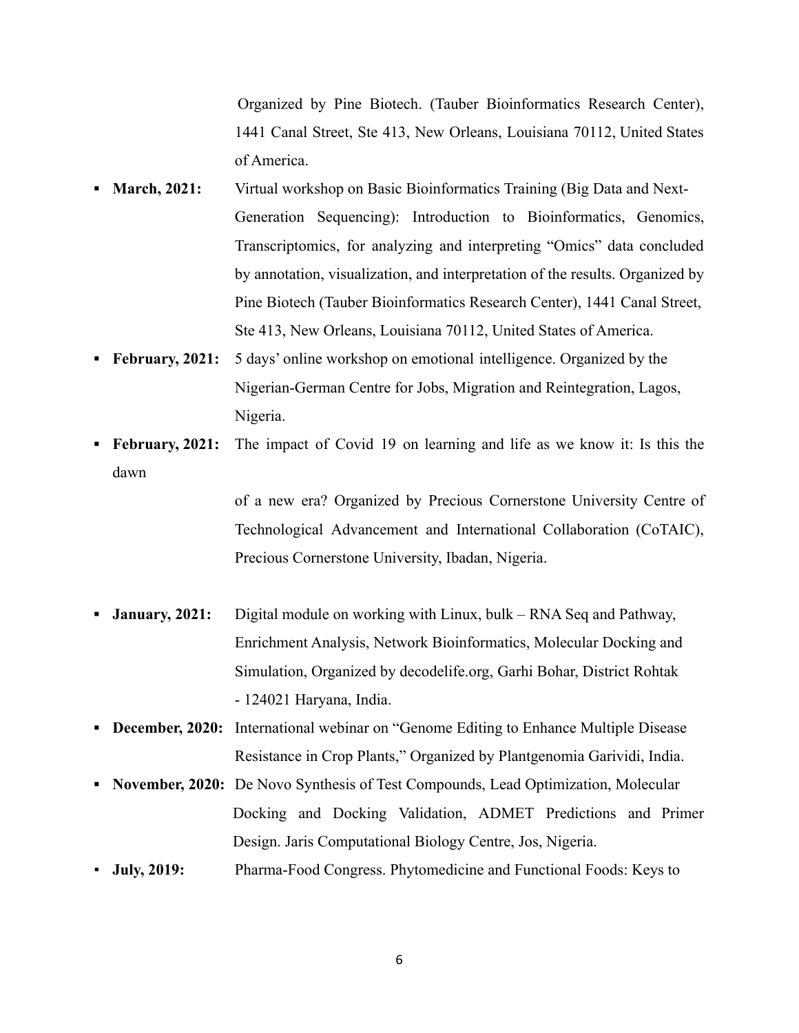Organized by Pine Biotech. (Tauber Bioinformatics Research Center), 1441 Canal Street, Ste 413, New Orleans, Louisiana 70112, United States of America.

- **March, 2021:** Virtual workshop on Basic Bioinformatics Training (Big Data and Next-Generation Sequencing): Introduction to Bioinformatics, Genomics, Transcriptomics, for analyzing and interpreting "Omics" data concluded by annotation, visualization, and interpretation of the results. Organized by Pine Biotech (Tauber Bioinformatics Research Center), 1441 Canal Street, Ste 413, New Orleans, Louisiana 70112, United States of America.
- **February, 2021:** 5 days' online workshop on emotional intelligence. Organized by the Nigerian-German Centre for Jobs, Migration and Reintegration, Lagos, Nigeria.
- **February, 2021:** The impact of Covid 19 on learning and life as we know it: Is this the dawn of a new era? Organized by Precious Cornerstone University Centre of Technological Advancement and International Collaboration (CoTAIC), Precious Cornerstone University, Ibadan, Nigeria.
- **January, 2021:** Digital module on working with Linux, bulk – RNA Seq and Pathway, Enrichment Analysis, Network Bioinformatics, Molecular Docking and Simulation, Organized by decodelife.org, Garhi Bohar, District Rohtak - 124021 Haryana, India.
- **December, 2020:** International webinar on "Genome Editing to Enhance Multiple Disease Resistance in Crop Plants," Organized by Plantgenomia Garividi, India.
- **November, 2020:** De Novo Synthesis of Test Compounds, Lead Optimization, Molecular Docking and Docking Validation, ADMET Predictions and Primer Design. Jaris Computational Biology Centre, Jos, Nigeria.
- **July, 2019:** Pharma-Food Congress. Phytomedicine and Functional Foods: Keys to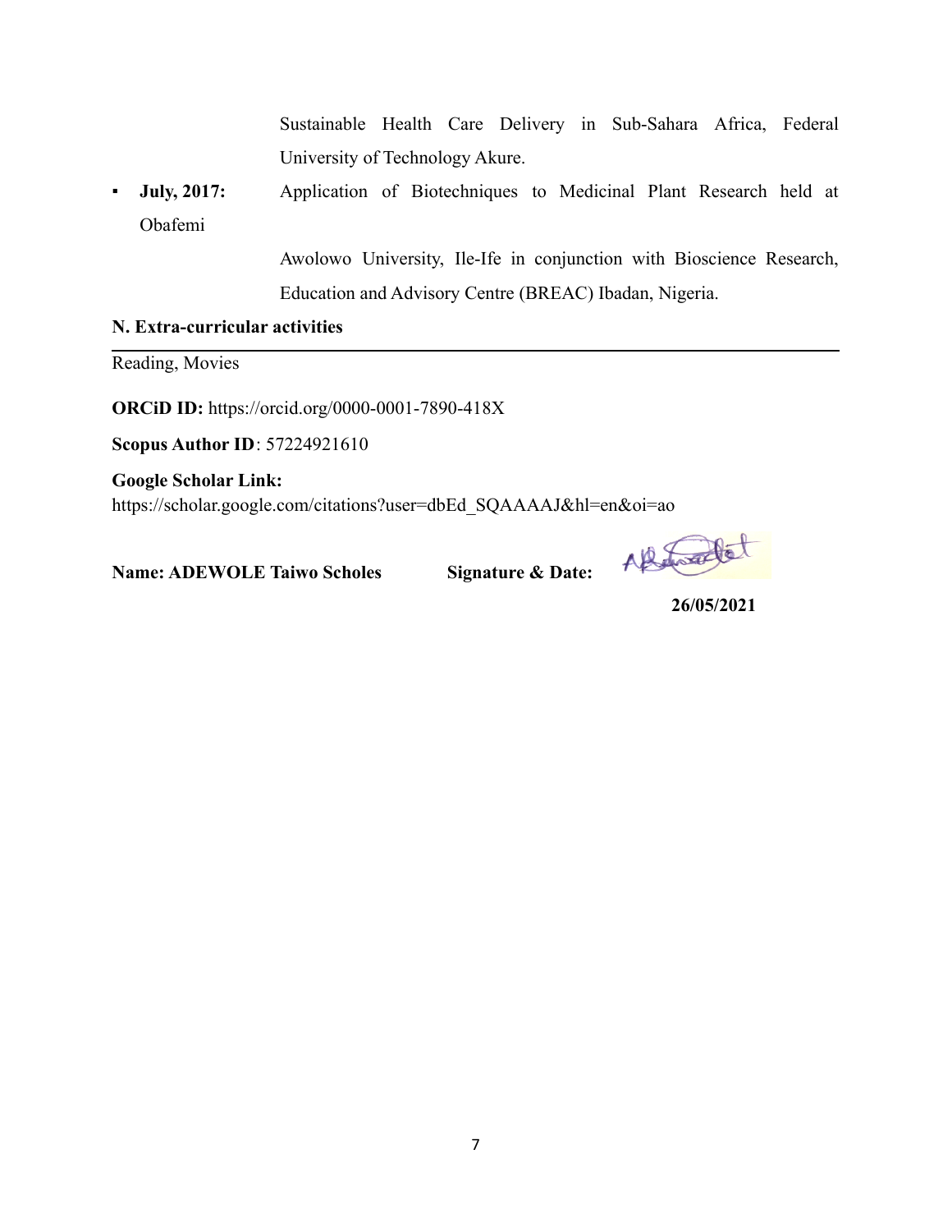Sustainable Health Care Delivery in Sub-Sahara Africa, Federal University of Technology Akure.

- **July, 2017:** Application of Biotechniques to Medicinal Plant Research held at Obafemi Awolowo University, Ile-Ife in conjunction with Bioscience Research, Education and Advisory Centre (BREAC) Ibadan, Nigeria.

**N. Extra-curricular activities**

Reading, Movies

**ORCiD ID:** https://orcid.org/0000-0001-7890-418X

**Scopus Author ID**: 57224921610

**Google Scholar Link:**
https://scholar.google.com/citations?user=dbEd_SQAAAAJ&hl=en&oi=ao

**Name: ADEWOLE Taiwo Scholes** **Signature & Date:**

**26/05/2021**